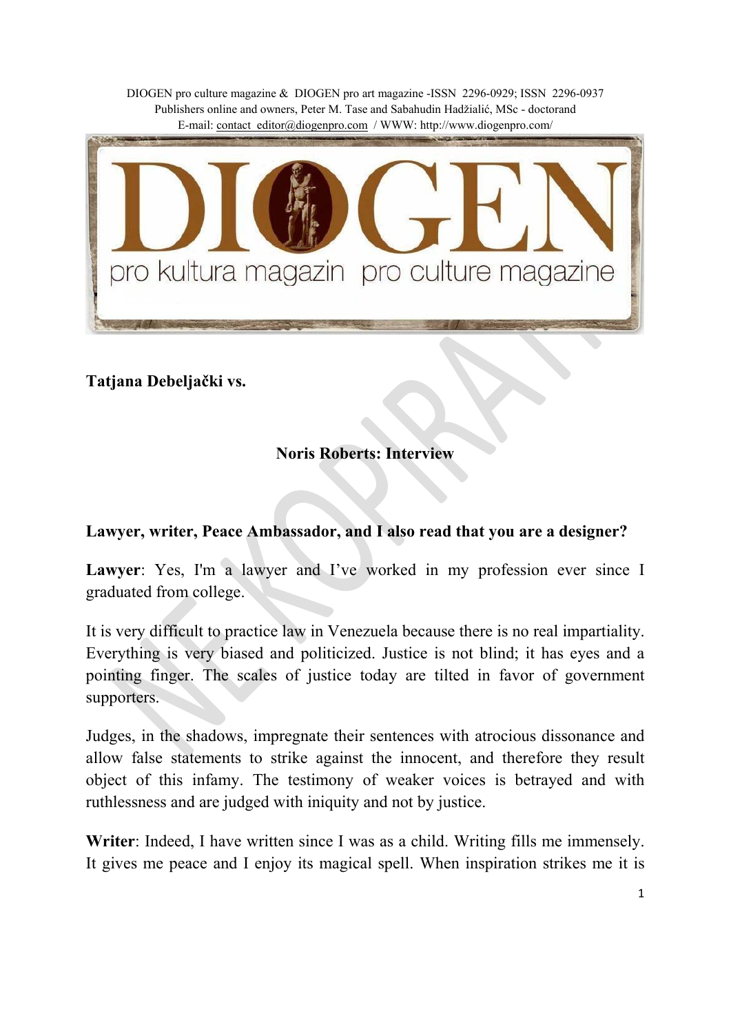DIOGEN pro culture magazine & DIOGEN pro art magazine -ISSN 2296-0929; ISSN 2296-0937
Publishers online and owners, Peter M. Tase and Sabahudin Hadžialić, MSc - doctorand
E-mail: contact_editor@diogenpro.com / WWW: http://www.diogenpro.com/

**Tatjana Debeljački vs.**

## Noris Roberts: Interview

**Lawyer, writer, Peace Ambassador, and I also read that you are a designer?**

**Lawyer**: Yes, I'm a lawyer and I've worked in my profession ever since I graduated from college.

It is very difficult to practice law in Venezuela because there is no real impartiality. Everything is very biased and politicized. Justice is not blind; it has eyes and a pointing finger. The scales of justice today are tilted in favor of government supporters.

Judges, in the shadows, impregnate their sentences with atrocious dissonance and allow false statements to strike against the innocent, and therefore they result object of this infamy. The testimony of weaker voices is betrayed and with ruthlessness and are judged with iniquity and not by justice.

**Writer**: Indeed, I have written since I was as a child. Writing fills me immensely. It gives me peace and I enjoy its magical spell. When inspiration strikes me it is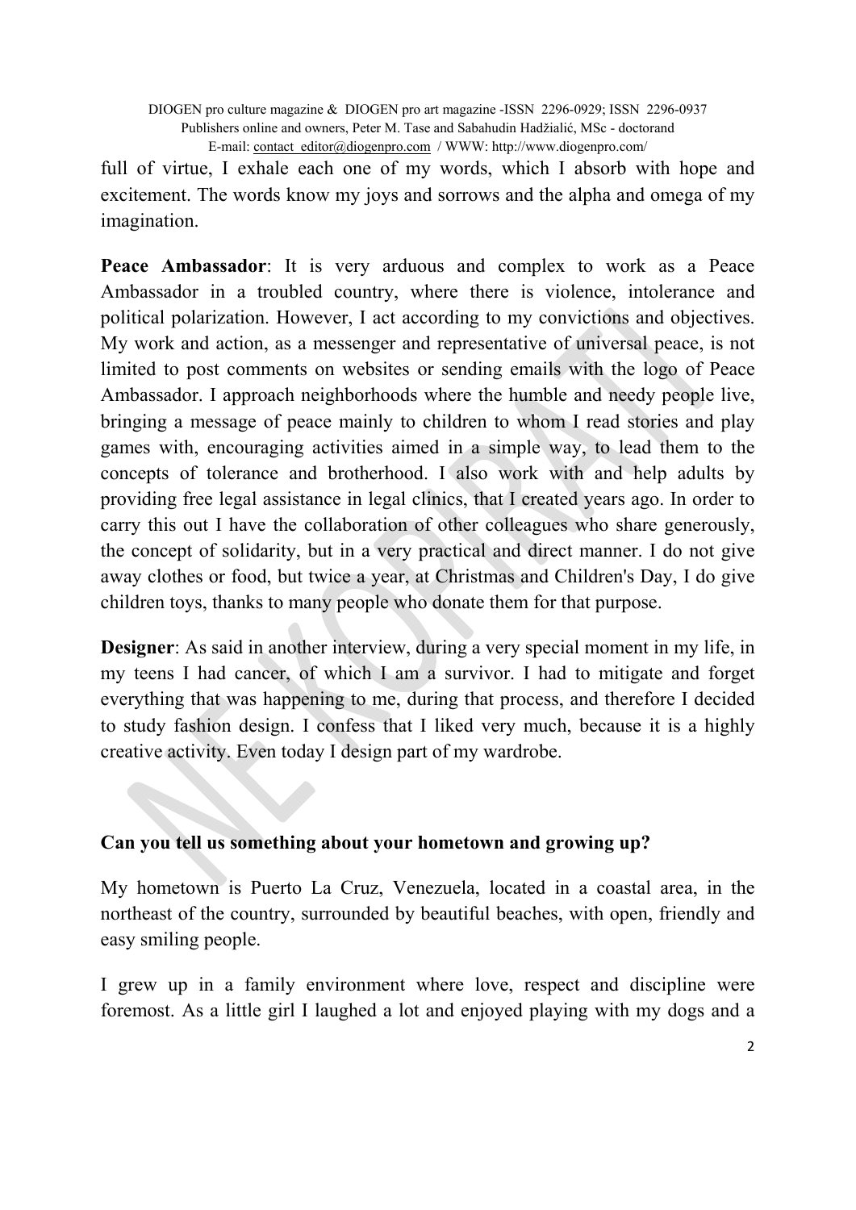full of virtue, I exhale each one of my words, which I absorb with hope and excitement. The words know my joys and sorrows and the alpha and omega of my imagination.

**Peace Ambassador**: It is very arduous and complex to work as a Peace Ambassador in a troubled country, where there is violence, intolerance and political polarization. However, I act according to my convictions and objectives. My work and action, as a messenger and representative of universal peace, is not limited to post comments on websites or sending emails with the logo of Peace Ambassador. I approach neighborhoods where the humble and needy people live, bringing a message of peace mainly to children to whom I read stories and play games with, encouraging activities aimed in a simple way, to lead them to the concepts of tolerance and brotherhood. I also work with and help adults by providing free legal assistance in legal clinics, that I created years ago. In order to carry this out I have the collaboration of other colleagues who share generously, the concept of solidarity, but in a very practical and direct manner. I do not give away clothes or food, but twice a year, at Christmas and Children's Day, I do give children toys, thanks to many people who donate them for that purpose.

**Designer**: As said in another interview, during a very special moment in my life, in my teens I had cancer, of which I am a survivor. I had to mitigate and forget everything that was happening to me, during that process, and therefore I decided to study fashion design. I confess that I liked very much, because it is a highly creative activity. Even today I design part of my wardrobe.

**Can you tell us something about your hometown and growing up?**

My hometown is Puerto La Cruz, Venezuela, located in a coastal area, in the northeast of the country, surrounded by beautiful beaches, with open, friendly and easy smiling people.

I grew up in a family environment where love, respect and discipline were foremost. As a little girl I laughed a lot and enjoyed playing with my dogs and a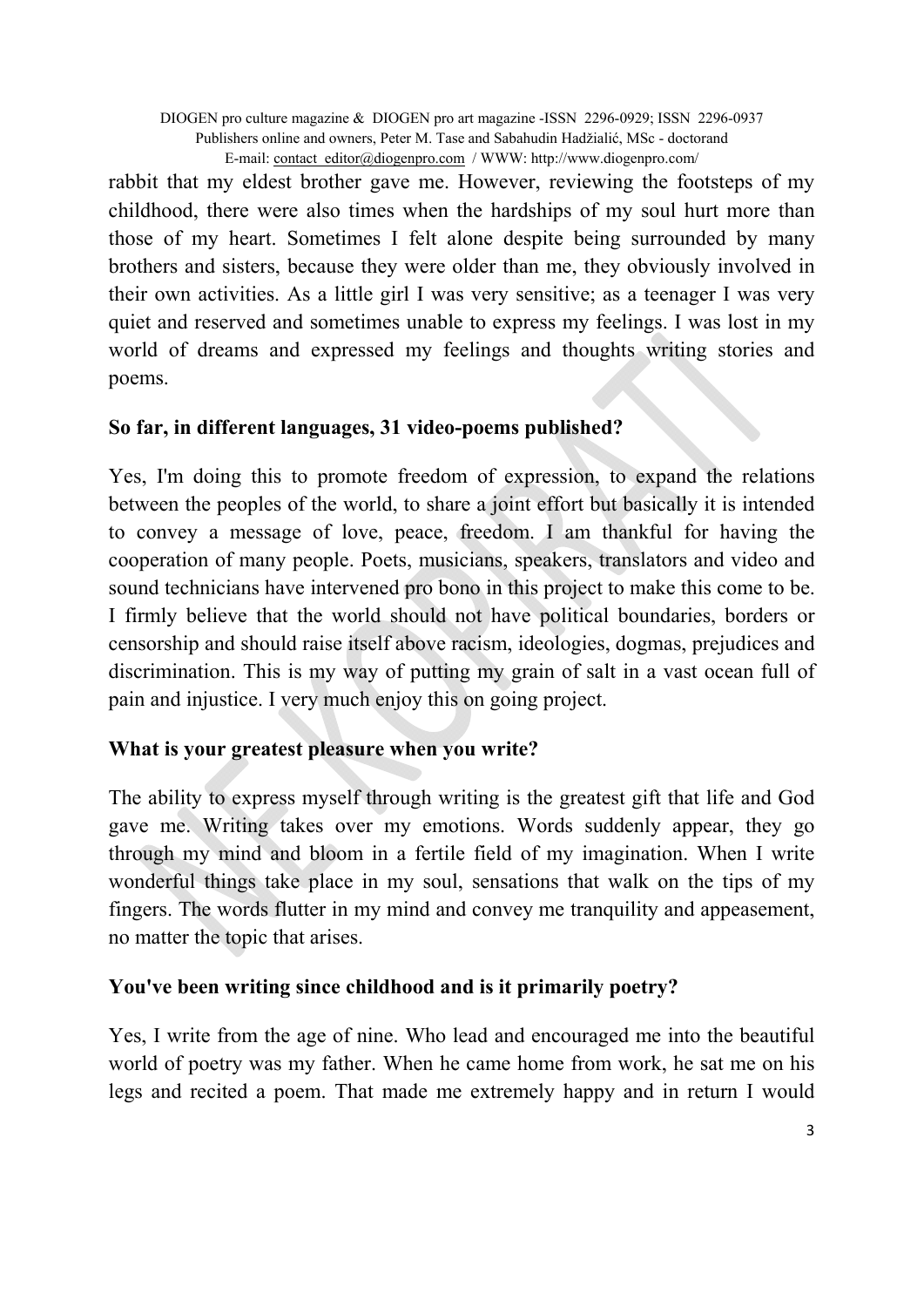rabbit that my eldest brother gave me. However, reviewing the footsteps of my childhood, there were also times when the hardships of my soul hurt more than those of my heart. Sometimes I felt alone despite being surrounded by many brothers and sisters, because they were older than me, they obviously involved in their own activities. As a little girl I was very sensitive; as a teenager I was very quiet and reserved and sometimes unable to express my feelings. I was lost in my world of dreams and expressed my feelings and thoughts writing stories and poems.

**So far, in different languages, 31 video-poems published?**

Yes, I'm doing this to promote freedom of expression, to expand the relations between the peoples of the world, to share a joint effort but basically it is intended to convey a message of love, peace, freedom. I am thankful for having the cooperation of many people. Poets, musicians, speakers, translators and video and sound technicians have intervened pro bono in this project to make this come to be. I firmly believe that the world should not have political boundaries, borders or censorship and should raise itself above racism, ideologies, dogmas, prejudices and discrimination. This is my way of putting my grain of salt in a vast ocean full of pain and injustice. I very much enjoy this on going project.

**What is your greatest pleasure when you write?**

The ability to express myself through writing is the greatest gift that life and God gave me. Writing takes over my emotions. Words suddenly appear, they go through my mind and bloom in a fertile field of my imagination. When I write wonderful things take place in my soul, sensations that walk on the tips of my fingers. The words flutter in my mind and convey me tranquility and appeasement, no matter the topic that arises.

**You've been writing since childhood and is it primarily poetry?**

Yes, I write from the age of nine. Who lead and encouraged me into the beautiful world of poetry was my father. When he came home from work, he sat me on his legs and recited a poem. That made me extremely happy and in return I would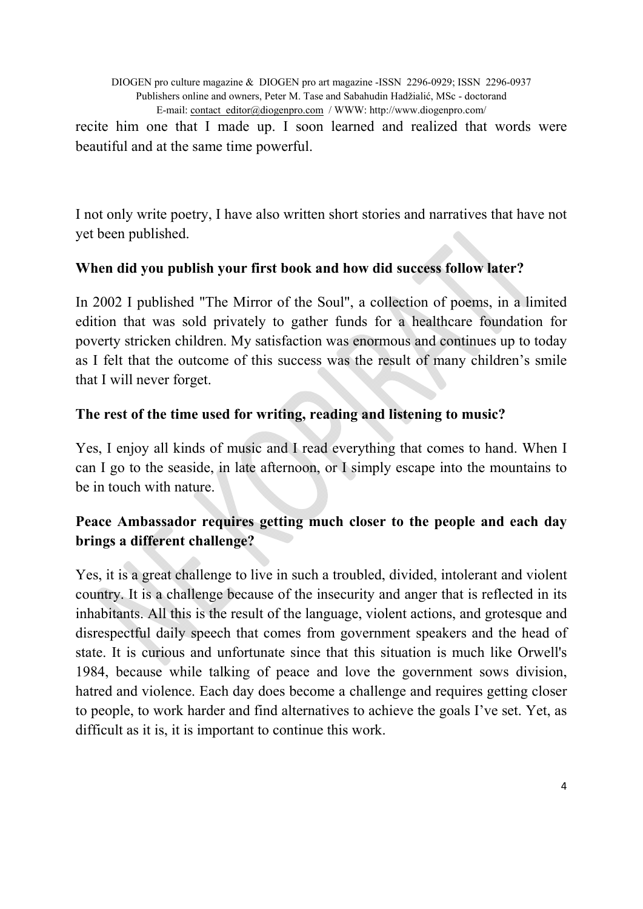recite him one that I made up. I soon learned and realized that words were beautiful and at the same time powerful.

I not only write poetry, I have also written short stories and narratives that have not yet been published.

**When did you publish your first book and how did success follow later?**

In 2002 I published "The Mirror of the Soul", a collection of poems, in a limited edition that was sold privately to gather funds for a healthcare foundation for poverty stricken children. My satisfaction was enormous and continues up to today as I felt that the outcome of this success was the result of many children's smile that I will never forget.

**The rest of the time used for writing, reading and listening to music?**

Yes, I enjoy all kinds of music and I read everything that comes to hand. When I can I go to the seaside, in late afternoon, or I simply escape into the mountains to be in touch with nature.

**Peace Ambassador requires getting much closer to the people and each day brings a different challenge?**

Yes, it is a great challenge to live in such a troubled, divided, intolerant and violent country. It is a challenge because of the insecurity and anger that is reflected in its inhabitants. All this is the result of the language, violent actions, and grotesque and disrespectful daily speech that comes from government speakers and the head of state. It is curious and unfortunate since that this situation is much like Orwell's 1984, because while talking of peace and love the government sows division, hatred and violence. Each day does become a challenge and requires getting closer to people, to work harder and find alternatives to achieve the goals I've set. Yet, as difficult as it is, it is important to continue this work.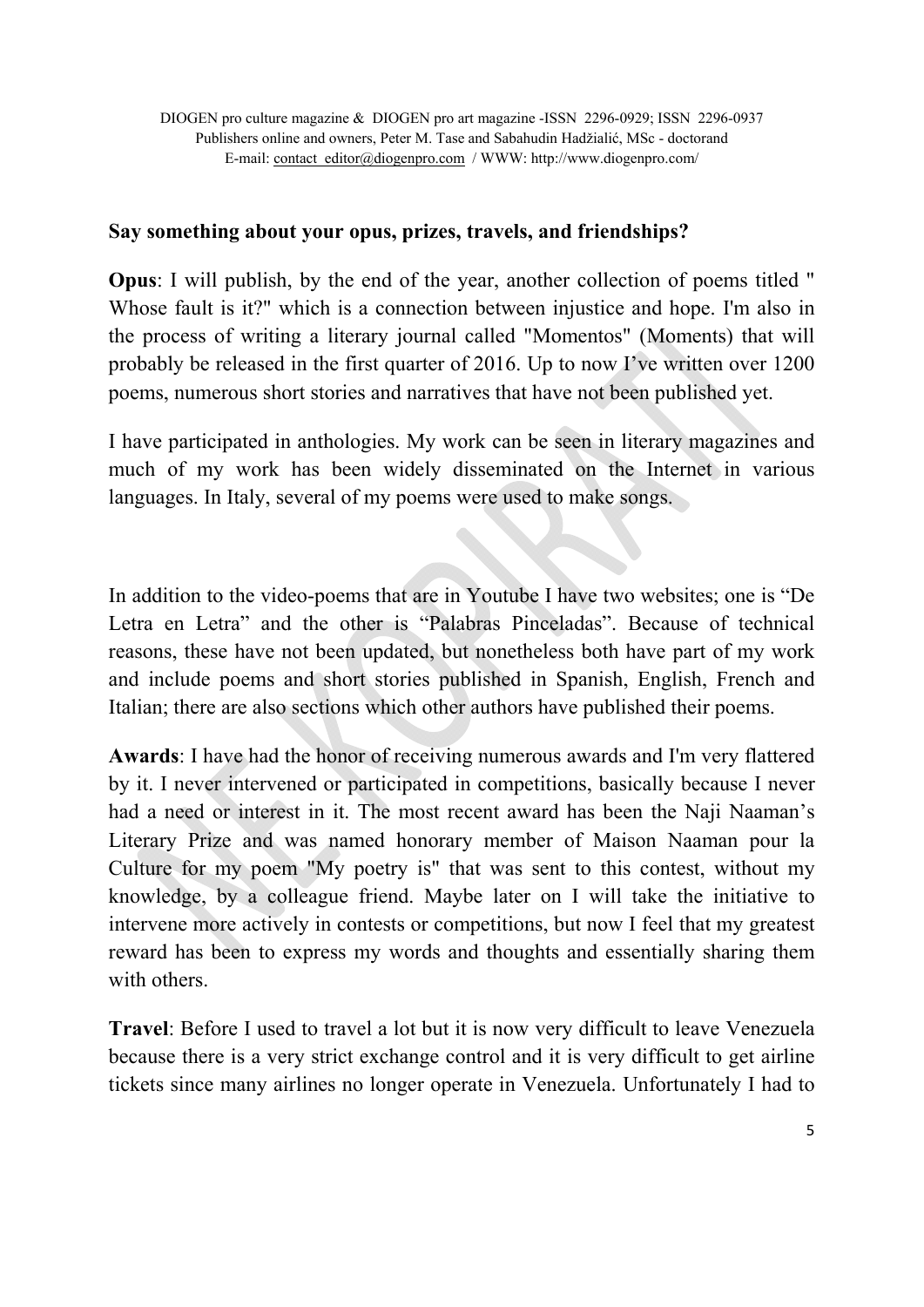**Say something about your opus, prizes, travels, and friendships?**

**Opus**: I will publish, by the end of the year, another collection of poems titled " Whose fault is it?" which is a connection between injustice and hope. I'm also in the process of writing a literary journal called "Momentos" (Moments) that will probably be released in the first quarter of 2016. Up to now I've written over 1200 poems, numerous short stories and narratives that have not been published yet.

I have participated in anthologies. My work can be seen in literary magazines and much of my work has been widely disseminated on the Internet in various languages. In Italy, several of my poems were used to make songs.

In addition to the video-poems that are in Youtube I have two websites; one is "De Letra en Letra" and the other is "Palabras Pinceladas". Because of technical reasons, these have not been updated, but nonetheless both have part of my work and include poems and short stories published in Spanish, English, French and Italian; there are also sections which other authors have published their poems.

**Awards**: I have had the honor of receiving numerous awards and I'm very flattered by it. I never intervened or participated in competitions, basically because I never had a need or interest in it. The most recent award has been the Naji Naaman's Literary Prize and was named honorary member of Maison Naaman pour la Culture for my poem "My poetry is" that was sent to this contest, without my knowledge, by a colleague friend. Maybe later on I will take the initiative to intervene more actively in contests or competitions, but now I feel that my greatest reward has been to express my words and thoughts and essentially sharing them with others.

**Travel**: Before I used to travel a lot but it is now very difficult to leave Venezuela because there is a very strict exchange control and it is very difficult to get airline tickets since many airlines no longer operate in Venezuela. Unfortunately I had to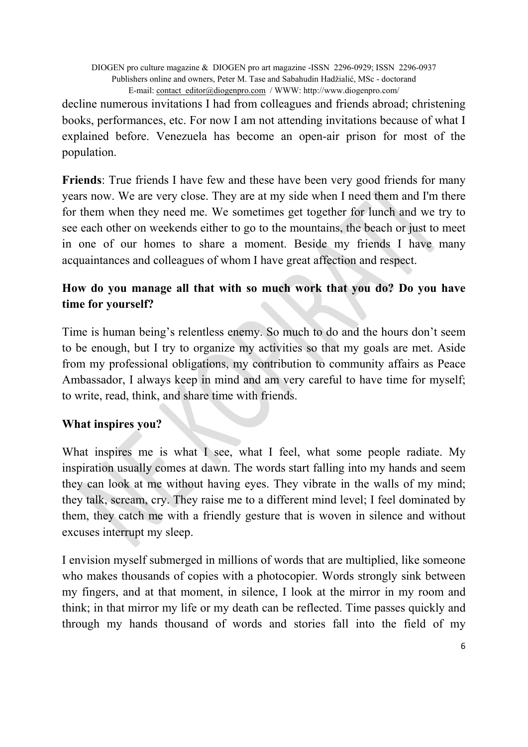decline numerous invitations I had from colleagues and friends abroad; christening books, performances, etc. For now I am not attending invitations because of what I explained before. Venezuela has become an open-air prison for most of the population.

**Friends**: True friends I have few and these have been very good friends for many years now. We are very close. They are at my side when I need them and I'm there for them when they need me. We sometimes get together for lunch and we try to see each other on weekends either to go to the mountains, the beach or just to meet in one of our homes to share a moment. Beside my friends I have many acquaintances and colleagues of whom I have great affection and respect.

**How do you manage all that with so much work that you do? Do you have time for yourself?**

Time is human being's relentless enemy. So much to do and the hours don't seem to be enough, but I try to organize my activities so that my goals are met. Aside from my professional obligations, my contribution to community affairs as Peace Ambassador, I always keep in mind and am very careful to have time for myself; to write, read, think, and share time with friends.

**What inspires you?**

What inspires me is what I see, what I feel, what some people radiate. My inspiration usually comes at dawn. The words start falling into my hands and seem they can look at me without having eyes. They vibrate in the walls of my mind; they talk, scream, cry. They raise me to a different mind level; I feel dominated by them, they catch me with a friendly gesture that is woven in silence and without excuses interrupt my sleep.

I envision myself submerged in millions of words that are multiplied, like someone who makes thousands of copies with a photocopier. Words strongly sink between my fingers, and at that moment, in silence, I look at the mirror in my room and think; in that mirror my life or my death can be reflected. Time passes quickly and through my hands thousand of words and stories fall into the field of my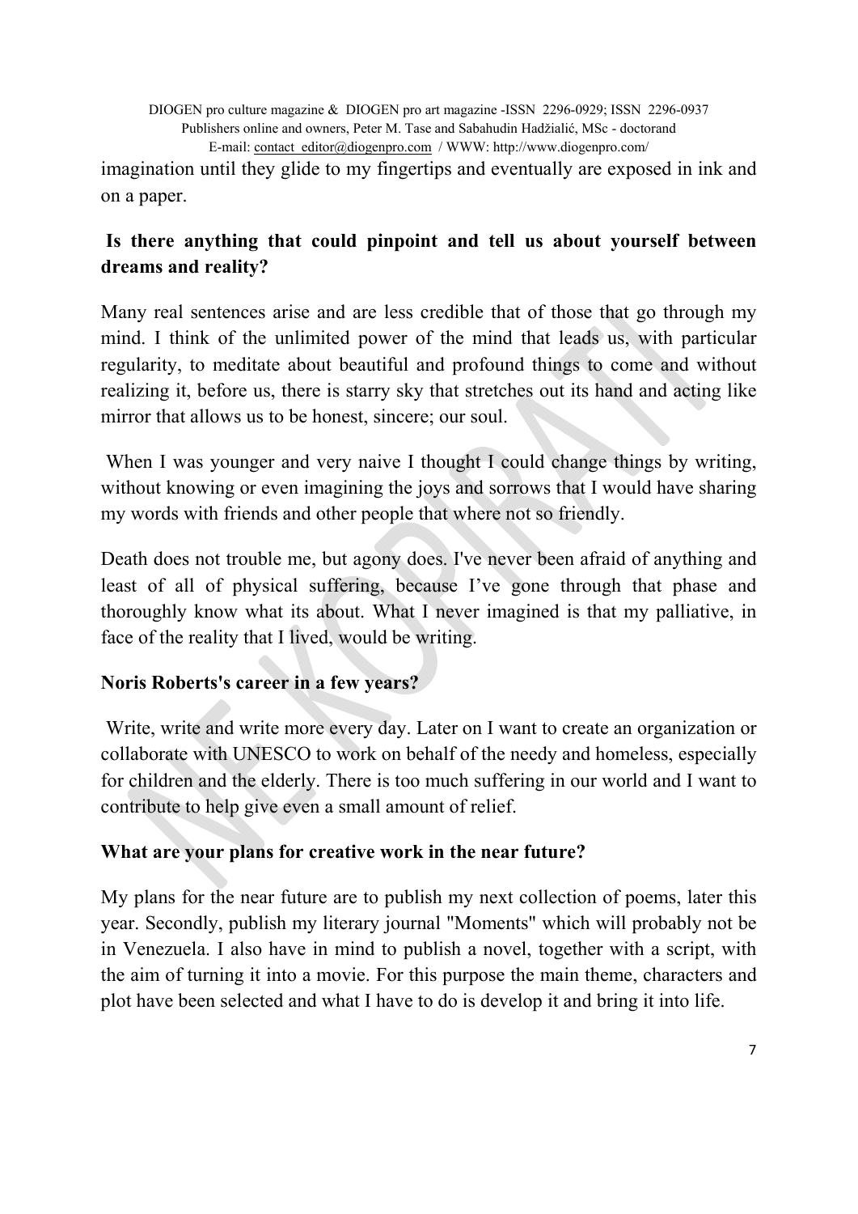imagination until they glide to my fingertips and eventually are exposed in ink and on a paper.

**Is there anything that could pinpoint and tell us about yourself between dreams and reality?**

Many real sentences arise and are less credible that of those that go through my mind. I think of the unlimited power of the mind that leads us, with particular regularity, to meditate about beautiful and profound things to come and without realizing it, before us, there is starry sky that stretches out its hand and acting like mirror that allows us to be honest, sincere; our soul.

When I was younger and very naive I thought I could change things by writing, without knowing or even imagining the joys and sorrows that I would have sharing my words with friends and other people that where not so friendly.

Death does not trouble me, but agony does. I've never been afraid of anything and least of all of physical suffering, because I've gone through that phase and thoroughly know what its about. What I never imagined is that my palliative, in face of the reality that I lived, would be writing.

**Noris Roberts's career in a few years?**

Write, write and write more every day. Later on I want to create an organization or collaborate with UNESCO to work on behalf of the needy and homeless, especially for children and the elderly. There is too much suffering in our world and I want to contribute to help give even a small amount of relief.

**What are your plans for creative work in the near future?**

My plans for the near future are to publish my next collection of poems, later this year. Secondly, publish my literary journal "Moments" which will probably not be in Venezuela. I also have in mind to publish a novel, together with a script, with the aim of turning it into a movie. For this purpose the main theme, characters and plot have been selected and what I have to do is develop it and bring it into life.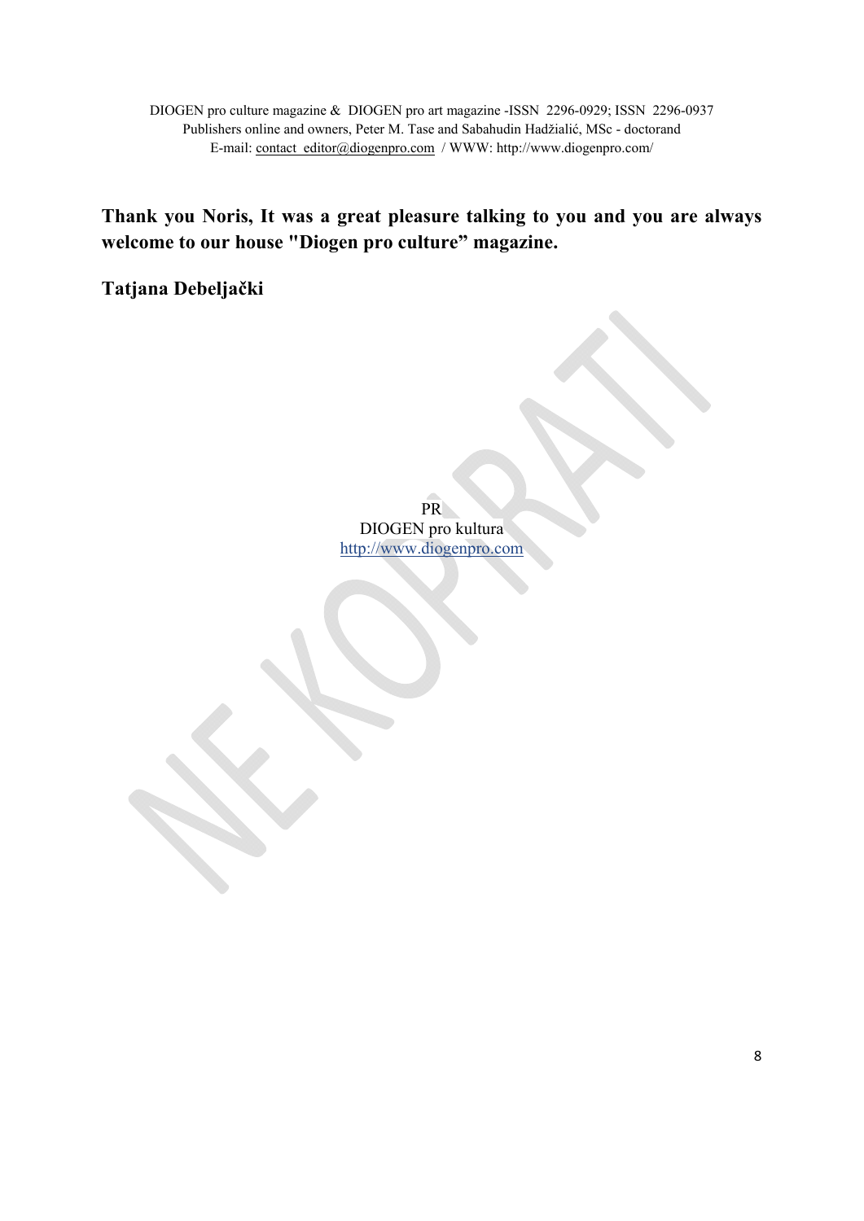**Thank you Noris, It was a great pleasure talking to you and you are always welcome to our house "Diogen pro culture" magazine.**

**Tatjana Debeljački**

PR
DIOGEN pro kultura
http://www.diogenpro.com